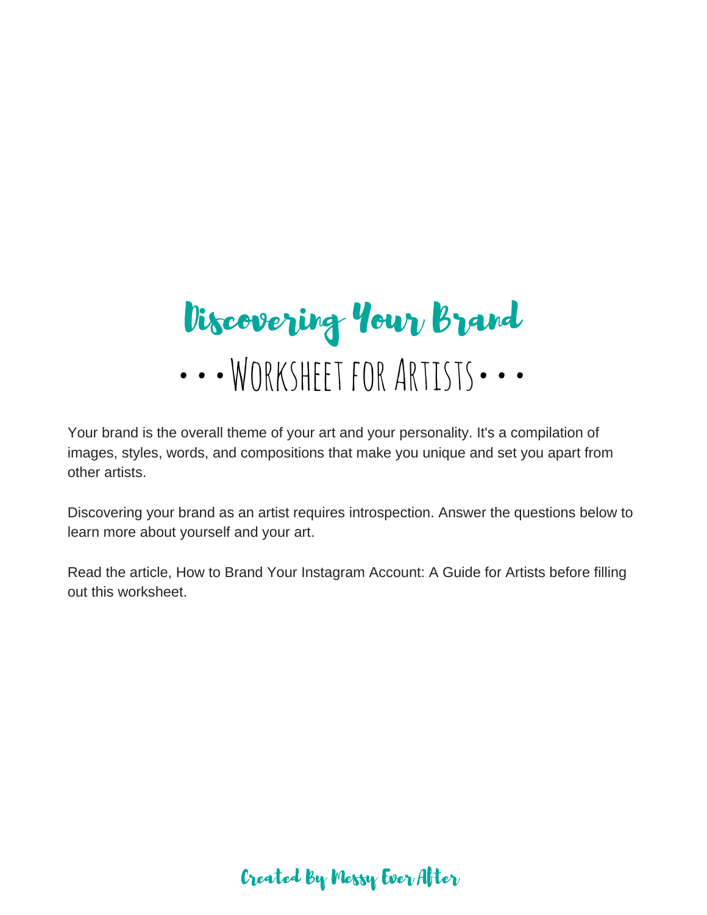# Discovering Your Brand

## • • • Worksheet for Artists • • •

Your brand is the overall theme of your art and your personality. It's a compilation of images, styles, words, and compositions that make you unique and set you apart from other artists.

Discovering your brand as an artist requires introspection. Answer the questions below to learn more about yourself and your art.

Read the article, How to Brand Your Instagram Account: A Guide for Artists before filling out this worksheet.

Created By Messy Ever After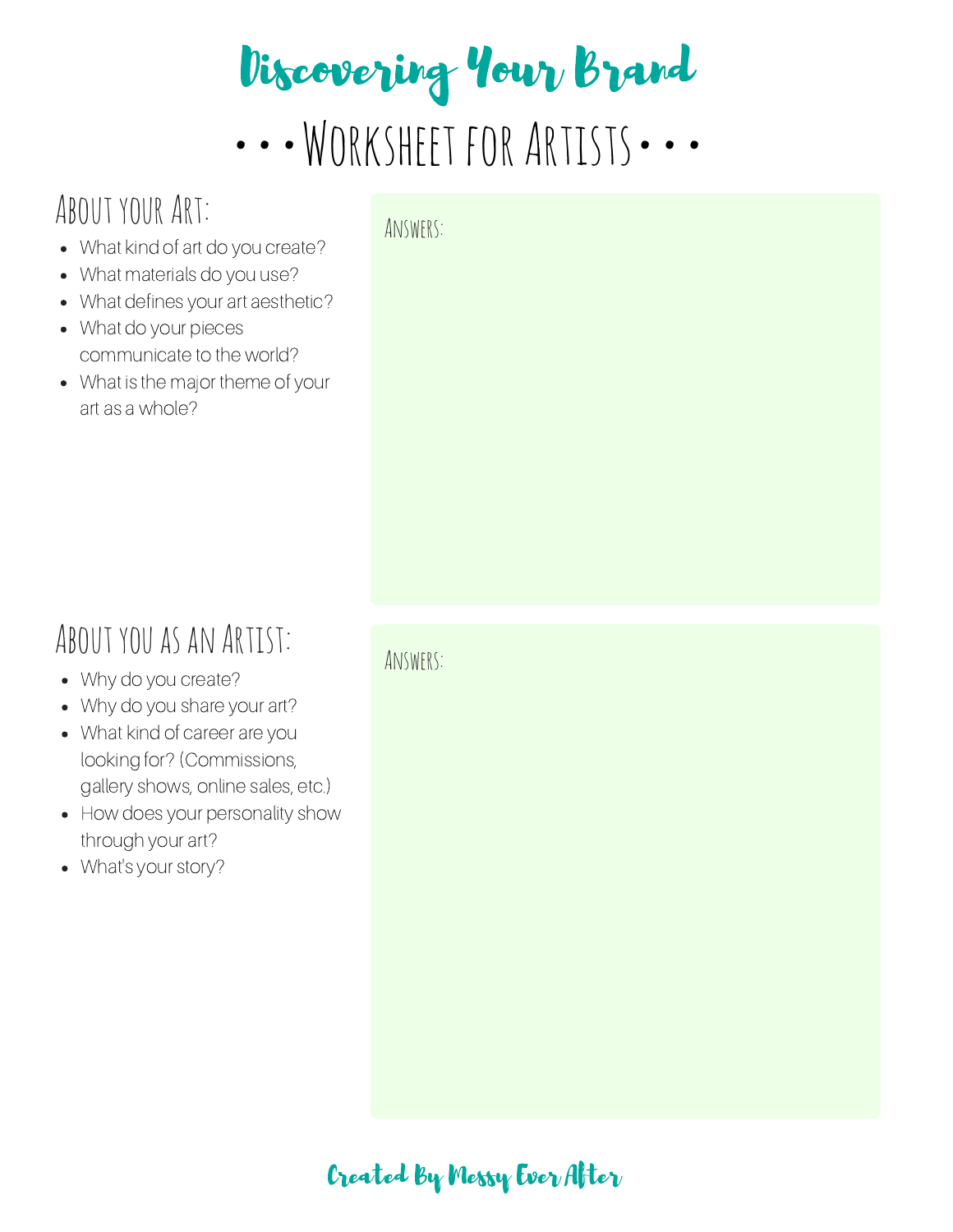# Discovering Your Brand

## • • • Worksheet for Artists • • •

### About your Art:

- What kind of art do you create?
- What materials do you use?
- What defines your art aesthetic?
- What do your pieces communicate to the world?
- What is the major theme of your art as a whole?

Answers:

### About you as an Artist:

- Why do you create?
- Why do you share your art?
- What kind of career are you looking for? (Commissions, gallery shows, online sales, etc.)
- How does your personality show through your art?
- What's your story?

Answers:

Created By Messy Ever After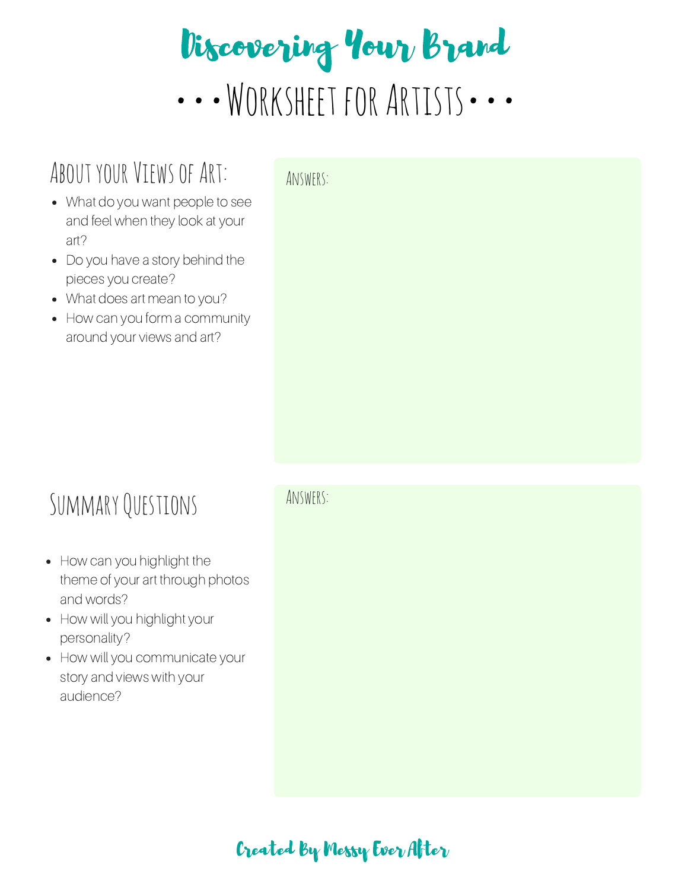# Discovering Your Brand

## • • • Worksheet for Artists • • •

### About your Views of Art:

- What do you want people to see and feel when they look at your art?
- Do you have a story behind the pieces you create?
- What does art mean to you?
- How can you form a community around your views and art?

Answers:

### Summary Questions

- How can you highlight the theme of your art through photos and words?
- How will you highlight your personality?
- How will you communicate your story and views with your audience?

Answers:

Created By Messy Ever After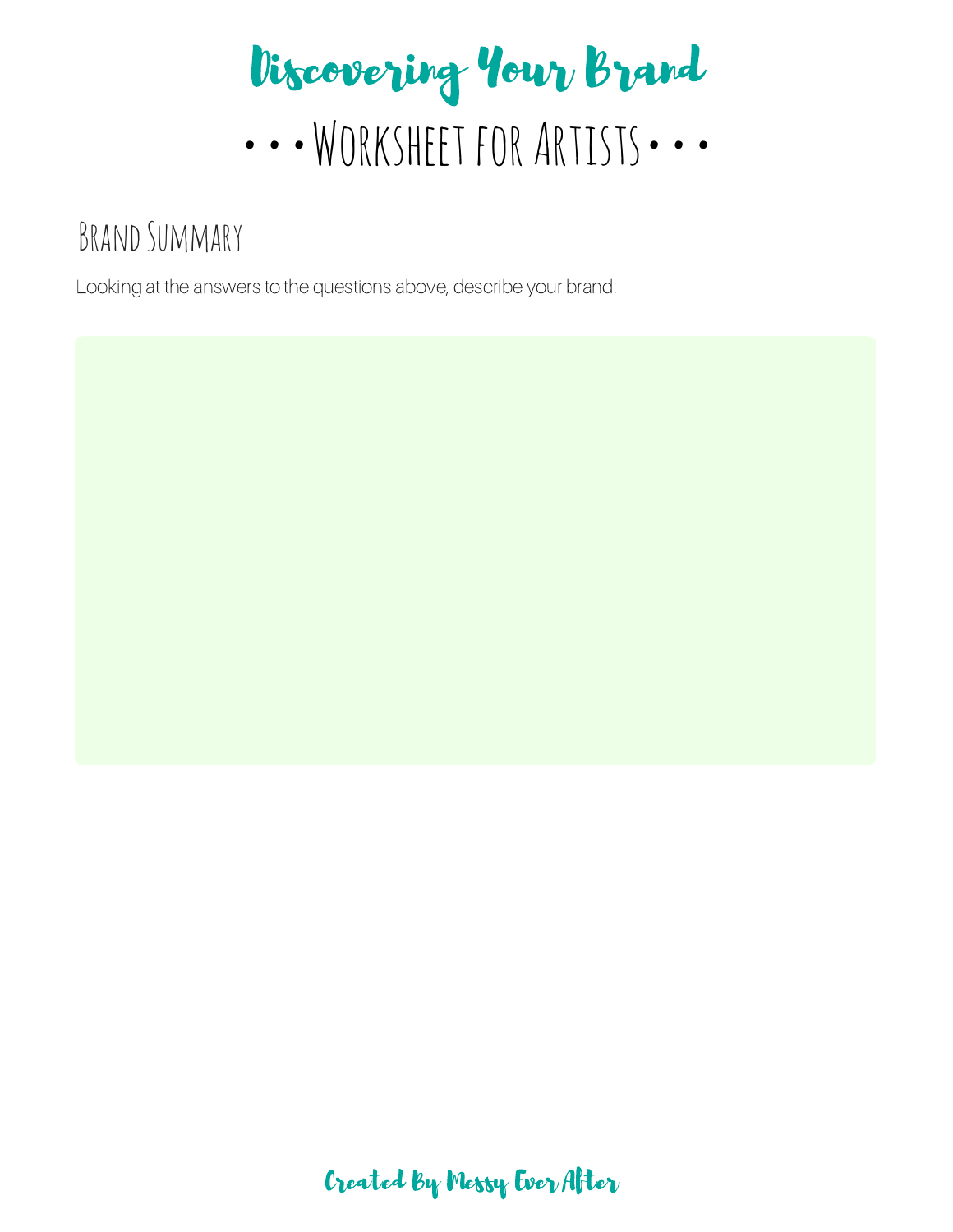# Discovering Your Brand

## • • • Worksheet for Artists • • •

### Brand Summary

Looking at the answers to the questions above, describe your brand: